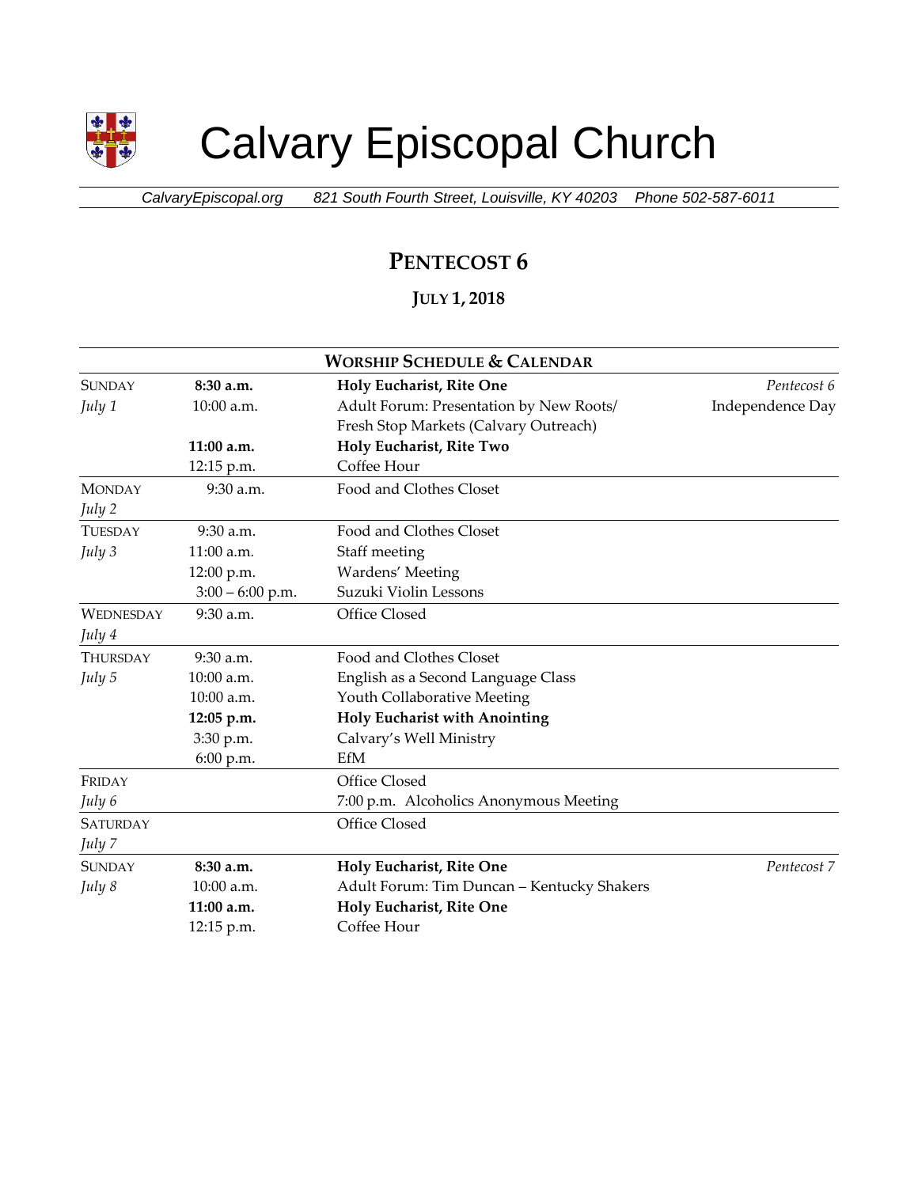# Calvary Episcopal Church

*CalvaryEpiscopal.org* *821 South Fourth Street, Louisville, KY 40203* *Phone 502-587-6011*

## PENTECOST 6

### JULY 1, 2018

| WORSHIP SCHEDULE & CALENDAR | | | |
|---|---|---|---|
| SUNDAY | **8:30 a.m.** | **Holy Eucharist, Rite One** | *Pentecost 6* |
| *July 1* | 10:00 a.m. | Adult Forum: Presentation by New Roots/ Fresh Stop Markets (Calvary Outreach) | Independence Day |
| | **11:00 a.m.** | **Holy Eucharist, Rite Two** | |
| | 12:15 p.m. | Coffee Hour | |
| MONDAY | 9:30 a.m. | Food and Clothes Closet | |
| *July 2* | | | |
| TUESDAY | 9:30 a.m. | Food and Clothes Closet | |
| *July 3* | 11:00 a.m. | Staff meeting | |
| | 12:00 p.m. | Wardens' Meeting | |
| | 3:00 – 6:00 p.m. | Suzuki Violin Lessons | |
| WEDNESDAY | 9:30 a.m. | Office Closed | |
| *July 4* | | | |
| THURSDAY | 9:30 a.m. | Food and Clothes Closet | |
| *July 5* | 10:00 a.m. | English as a Second Language Class | |
| | 10:00 a.m. | Youth Collaborative Meeting | |
| | **12:05 p.m.** | **Holy Eucharist with Anointing** | |
| | 3:30 p.m. | Calvary's Well Ministry | |
| | 6:00 p.m. | EfM | |
| FRIDAY | | Office Closed | |
| *July 6* | | 7:00 p.m. Alcoholics Anonymous Meeting | |
| SATURDAY | | Office Closed | |
| *July 7* | | | |
| SUNDAY | **8:30 a.m.** | **Holy Eucharist, Rite One** | *Pentecost 7* |
| *July 8* | 10:00 a.m. | Adult Forum: Tim Duncan – Kentucky Shakers | |
| | **11:00 a.m.** | **Holy Eucharist, Rite One** | |
| | 12:15 p.m. | Coffee Hour | |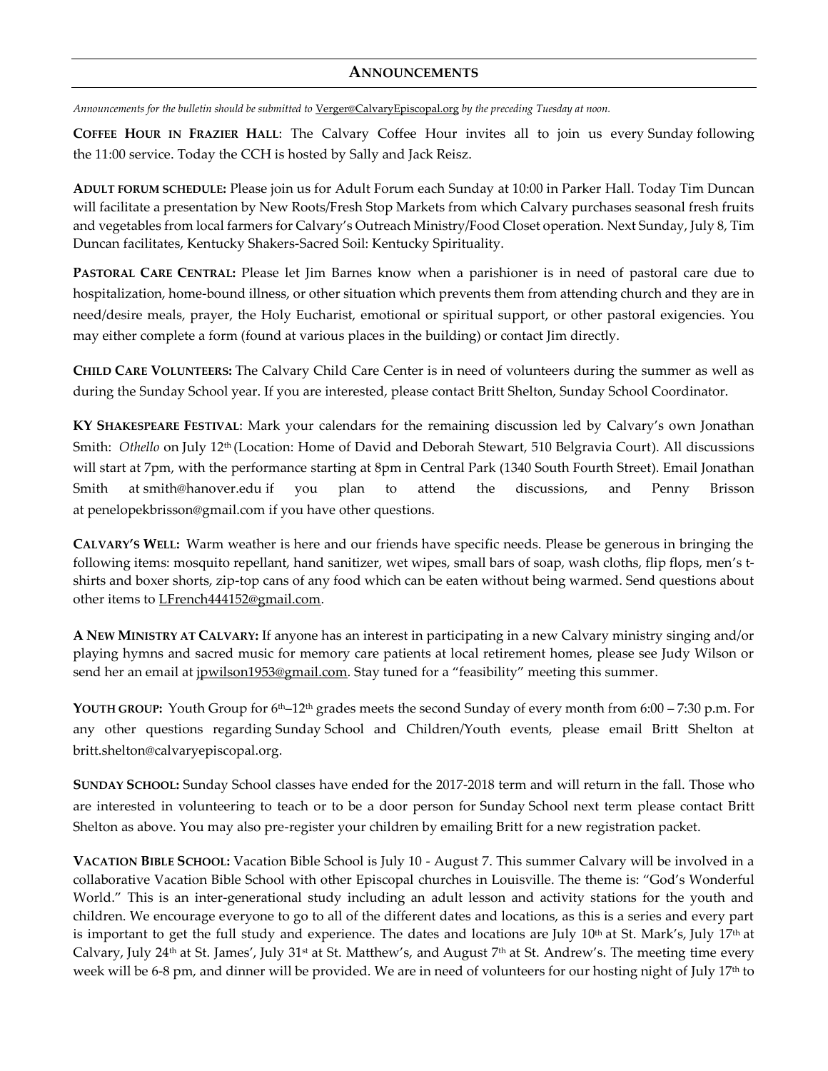## ANNOUNCEMENTS

*Announcements for the bulletin should be submitted to* Verger@CalvaryEpiscopal.org *by the preceding Tuesday at noon.*

**COFFEE HOUR IN FRAZIER HALL**: The Calvary Coffee Hour invites all to join us every Sunday following the 11:00 service. Today the CCH is hosted by Sally and Jack Reisz.

**ADULT FORUM SCHEDULE:** Please join us for Adult Forum each Sunday at 10:00 in Parker Hall. Today Tim Duncan will facilitate a presentation by New Roots/Fresh Stop Markets from which Calvary purchases seasonal fresh fruits and vegetables from local farmers for Calvary's Outreach Ministry/Food Closet operation. Next Sunday, July 8, Tim Duncan facilitates, Kentucky Shakers-Sacred Soil: Kentucky Spirituality.

**PASTORAL CARE CENTRAL:** Please let Jim Barnes know when a parishioner is in need of pastoral care due to hospitalization, home-bound illness, or other situation which prevents them from attending church and they are in need/desire meals, prayer, the Holy Eucharist, emotional or spiritual support, or other pastoral exigencies. You may either complete a form (found at various places in the building) or contact Jim directly.

**CHILD CARE VOLUNTEERS:** The Calvary Child Care Center is in need of volunteers during the summer as well as during the Sunday School year. If you are interested, please contact Britt Shelton, Sunday School Coordinator.

**KY SHAKESPEARE FESTIVAL**: Mark your calendars for the remaining discussion led by Calvary's own Jonathan Smith: *Othello* on July 12th (Location: Home of David and Deborah Stewart, 510 Belgravia Court). All discussions will start at 7pm, with the performance starting at 8pm in Central Park (1340 South Fourth Street). Email Jonathan Smith at smith@hanover.edu if you plan to attend the discussions, and Penny Brisson at penelopekbrisson@gmail.com if you have other questions.

**CALVARY'S WELL:** Warm weather is here and our friends have specific needs. Please be generous in bringing the following items: mosquito repellant, hand sanitizer, wet wipes, small bars of soap, wash cloths, flip flops, men's t-shirts and boxer shorts, zip-top cans of any food which can be eaten without being warmed. Send questions about other items to LFrench444152@gmail.com.

**A NEW MINISTRY AT CALVARY:** If anyone has an interest in participating in a new Calvary ministry singing and/or playing hymns and sacred music for memory care patients at local retirement homes, please see Judy Wilson or send her an email at jpwilson1953@gmail.com. Stay tuned for a "feasibility" meeting this summer.

**YOUTH GROUP:** Youth Group for 6th–12th grades meets the second Sunday of every month from 6:00 – 7:30 p.m. For any other questions regarding Sunday School and Children/Youth events, please email Britt Shelton at britt.shelton@calvaryepiscopal.org.

**SUNDAY SCHOOL:** Sunday School classes have ended for the 2017-2018 term and will return in the fall. Those who are interested in volunteering to teach or to be a door person for Sunday School next term please contact Britt Shelton as above. You may also pre-register your children by emailing Britt for a new registration packet.

**VACATION BIBLE SCHOOL:** Vacation Bible School is July 10 - August 7. This summer Calvary will be involved in a collaborative Vacation Bible School with other Episcopal churches in Louisville. The theme is: "God's Wonderful World." This is an inter-generational study including an adult lesson and activity stations for the youth and children. We encourage everyone to go to all of the different dates and locations, as this is a series and every part is important to get the full study and experience. The dates and locations are July 10th at St. Mark's, July 17th at Calvary, July 24th at St. James', July 31st at St. Matthew's, and August 7th at St. Andrew's. The meeting time every week will be 6-8 pm, and dinner will be provided. We are in need of volunteers for our hosting night of July 17th to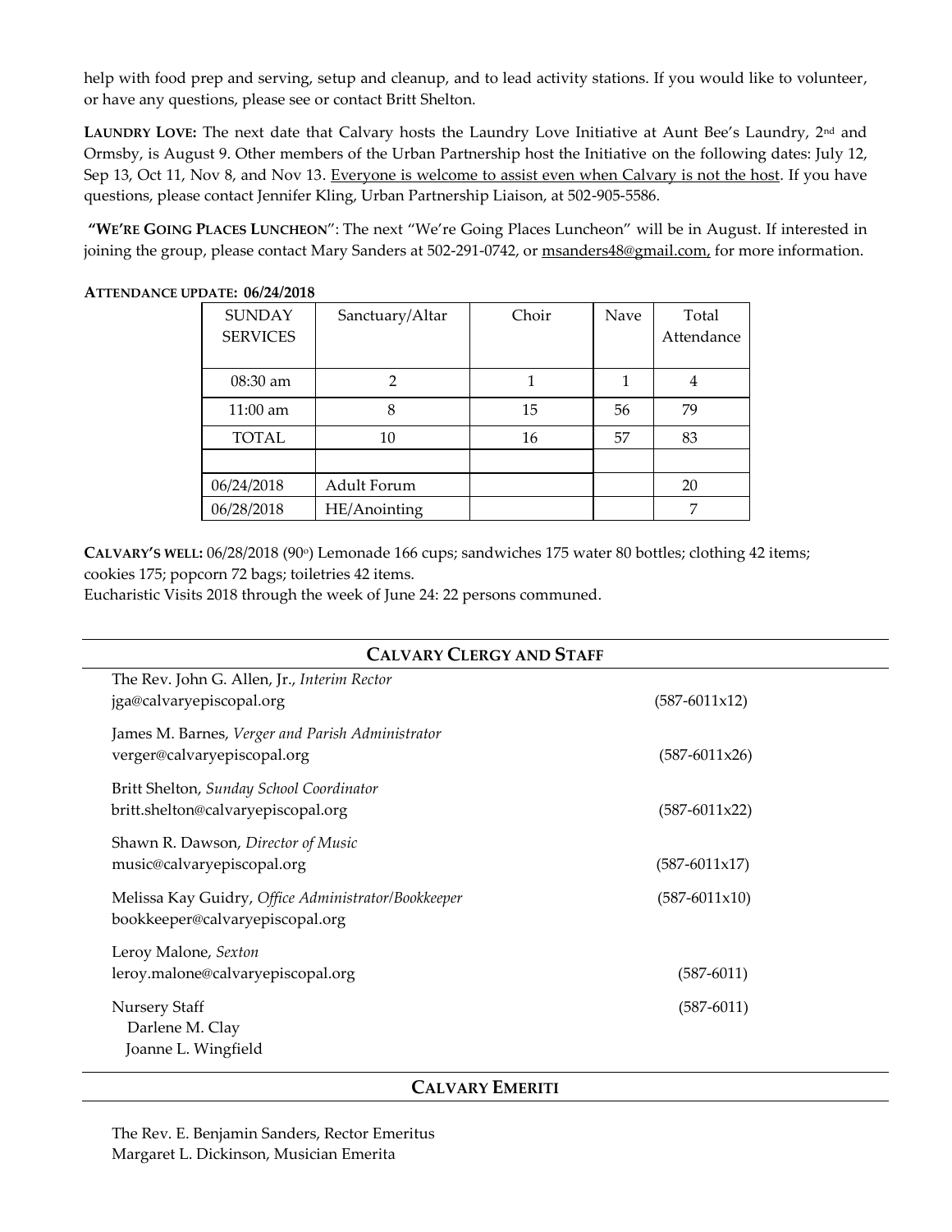help with food prep and serving, setup and cleanup, and to lead activity stations. If you would like to volunteer, or have any questions, please see or contact Britt Shelton.

**LAUNDRY LOVE:** The next date that Calvary hosts the Laundry Love Initiative at Aunt Bee's Laundry, 2nd and Ormsby, is August 9. Other members of the Urban Partnership host the Initiative on the following dates: July 12, Sep 13, Oct 11, Nov 8, and Nov 13. Everyone is welcome to assist even when Calvary is not the host. If you have questions, please contact Jennifer Kling, Urban Partnership Liaison, at 502-905-5586.

**"WE'RE GOING PLACES LUNCHEON"**: The next "We're Going Places Luncheon" will be in August. If interested in joining the group, please contact Mary Sanders at 502-291-0742, or msanders48@gmail.com, for more information.

**ATTENDANCE UPDATE: 06/24/2018**

| SUNDAY SERVICES | Sanctuary/Altar | Choir | Nave | Total Attendance |
|---|---|---|---|---|
| 08:30 am | 2 | 1 | 1 | 4 |
| 11:00 am | 8 | 15 | 56 | 79 |
| TOTAL | 10 | 16 | 57 | 83 |
| | | | | |
| 06/24/2018 | Adult Forum | | | 20 |
| 06/28/2018 | HE/Anointing | | | 7 |

**CALVARY'S WELL:** 06/28/2018 (90°) Lemonade 166 cups; sandwiches 175 water 80 bottles; clothing 42 items; cookies 175; popcorn 72 bags; toiletries 42 items.
Eucharistic Visits 2018 through the week of June 24: 22 persons communed.

## CALVARY CLERGY AND STAFF

The Rev. John G. Allen, Jr., *Interim Rector*
jga@calvaryepiscopal.org (587-6011x12)

James M. Barnes, *Verger and Parish Administrator*
verger@calvaryepiscopal.org (587-6011x26)

Britt Shelton, *Sunday School Coordinator*
britt.shelton@calvaryepiscopal.org (587-6011x22)

Shawn R. Dawson, *Director of Music*
music@calvaryepiscopal.org (587-6011x17)

Melissa Kay Guidry, *Office Administrator/Bookkeeper* (587-6011x10)
bookkeeper@calvaryepiscopal.org

Leroy Malone, *Sexton*
leroy.malone@calvaryepiscopal.org (587-6011)

Nursery Staff (587-6011)
Darlene M. Clay
Joanne L. Wingfield

## CALVARY EMERITI

The Rev. E. Benjamin Sanders, Rector Emeritus
Margaret L. Dickinson, Musician Emerita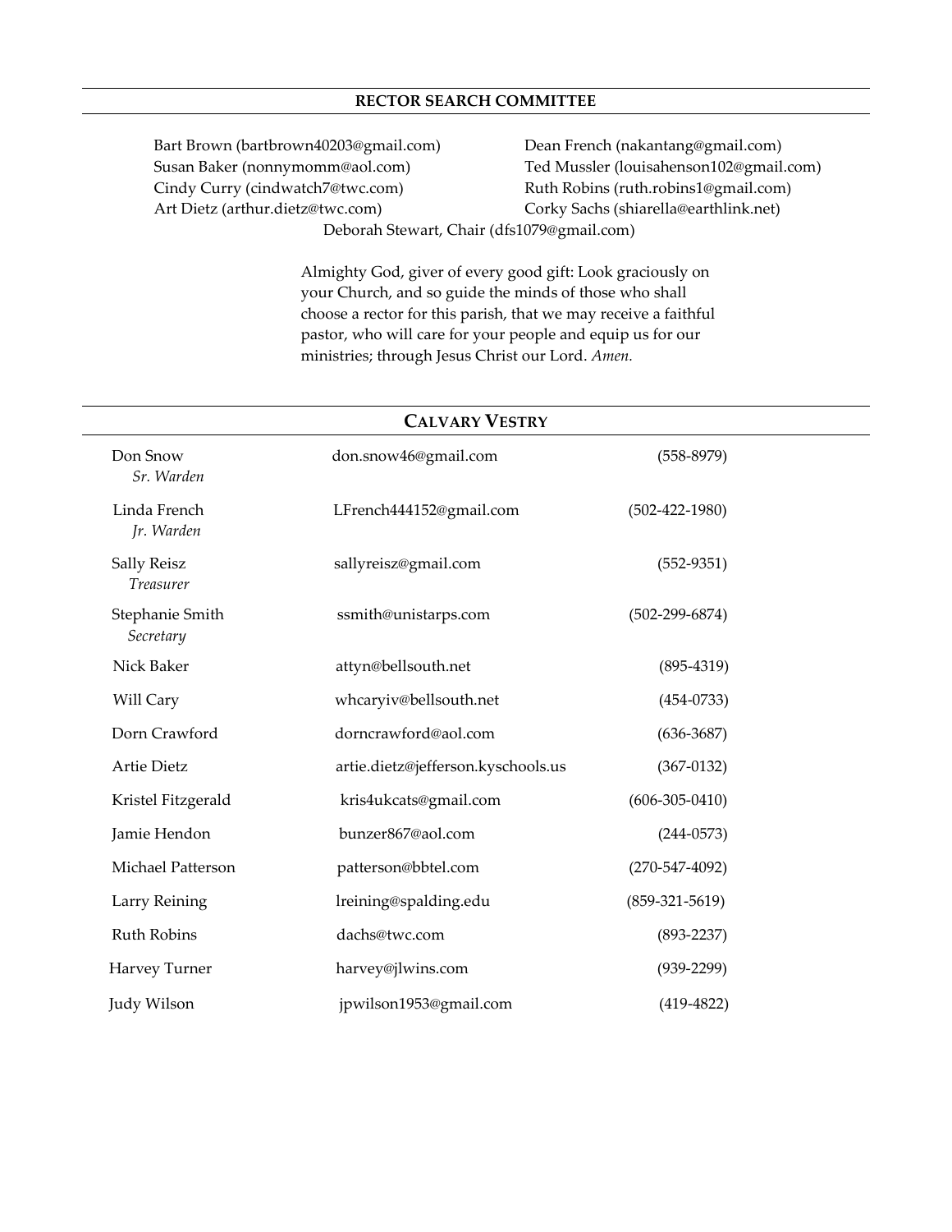## RECTOR SEARCH COMMITTEE

Bart Brown (bartbrown40203@gmail.com)
Susan Baker (nonnymomm@aol.com)
Cindy Curry (cindwatch7@twc.com)
Art Dietz (arthur.dietz@twc.com)
Dean French (nakantang@gmail.com)
Ted Mussler (louisahenson102@gmail.com)
Ruth Robins (ruth.robins1@gmail.com)
Corky Sachs (shiarella@earthlink.net)

Deborah Stewart, Chair (dfs1079@gmail.com)

Almighty God, giver of every good gift: Look graciously on your Church, and so guide the minds of those who shall choose a rector for this parish, that we may receive a faithful pastor, who will care for your people and equip us for our ministries; through Jesus Christ our Lord. *Amen.*

## CALVARY VESTRY

| | | |
|---|---|---|
| Don Snow<br>*Sr. Warden* | don.snow46@gmail.com | (558-8979) |
| Linda French<br>*Jr. Warden* | LFrench444152@gmail.com | (502-422-1980) |
| Sally Reisz<br>*Treasurer* | sallyreisz@gmail.com | (552-9351) |
| Stephanie Smith<br>*Secretary* | ssmith@unistarps.com | (502-299-6874) |
| Nick Baker | attyn@bellsouth.net | (895-4319) |
| Will Cary | whcaryiv@bellsouth.net | (454-0733) |
| Dorn Crawford | dorncrawford@aol.com | (636-3687) |
| Artie Dietz | artie.dietz@jefferson.kyschools.us | (367-0132) |
| Kristel Fitzgerald | kris4ukcats@gmail.com | (606-305-0410) |
| Jamie Hendon | bunzer867@aol.com | (244-0573) |
| Michael Patterson | patterson@bbtel.com | (270-547-4092) |
| Larry Reining | lreining@spalding.edu | (859-321-5619) |
| Ruth Robins | dachs@twc.com | (893-2237) |
| Harvey Turner | harvey@jlwins.com | (939-2299) |
| Judy Wilson | jpwilson1953@gmail.com | (419-4822) |